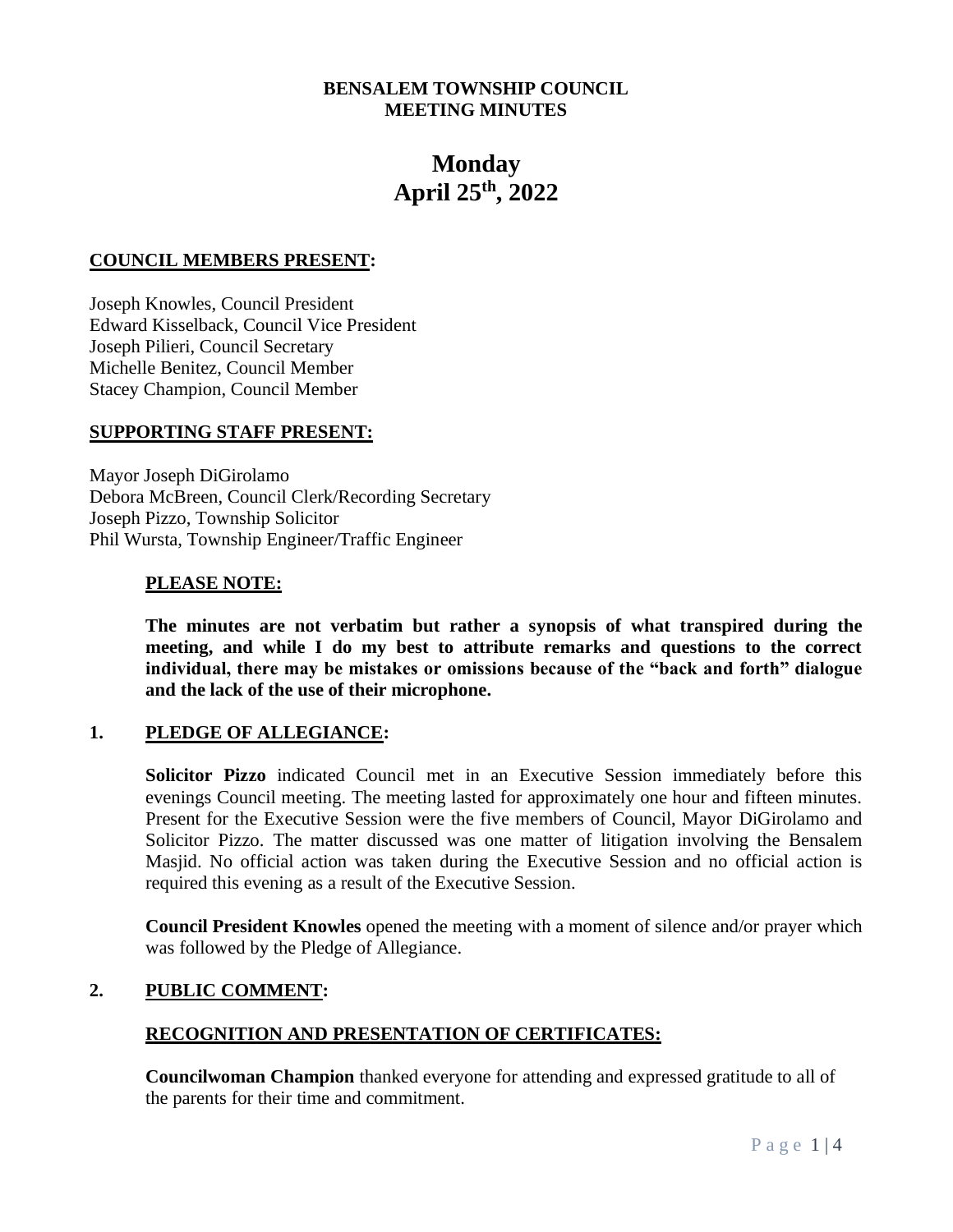# BENSALEM TOWNSHIP COUNCIL
# MEETING MINUTES

## Monday
## April 25th, 2022

**COUNCIL MEMBERS PRESENT:**

Joseph Knowles, Council President
Edward Kisselback, Council Vice President
Joseph Pilieri, Council Secretary
Michelle Benitez, Council Member
Stacey Champion, Council Member

**SUPPORTING STAFF PRESENT:**

Mayor Joseph DiGirolamo
Debora McBreen, Council Clerk/Recording Secretary
Joseph Pizzo, Township Solicitor
Phil Wursta, Township Engineer/Traffic Engineer

**PLEASE NOTE:**

**The minutes are not verbatim but rather a synopsis of what transpired during the meeting, and while I do my best to attribute remarks and questions to the correct individual, there may be mistakes or omissions because of the "back and forth" dialogue and the lack of the use of their microphone.**

**1. PLEDGE OF ALLEGIANCE:**

**Solicitor Pizzo** indicated Council met in an Executive Session immediately before this evenings Council meeting. The meeting lasted for approximately one hour and fifteen minutes. Present for the Executive Session were the five members of Council, Mayor DiGirolamo and Solicitor Pizzo. The matter discussed was one matter of litigation involving the Bensalem Masjid. No official action was taken during the Executive Session and no official action is required this evening as a result of the Executive Session.

**Council President Knowles** opened the meeting with a moment of silence and/or prayer which was followed by the Pledge of Allegiance.

**2. PUBLIC COMMENT:**

**RECOGNITION AND PRESENTATION OF CERTIFICATES:**

**Councilwoman Champion** thanked everyone for attending and expressed gratitude to all of the parents for their time and commitment.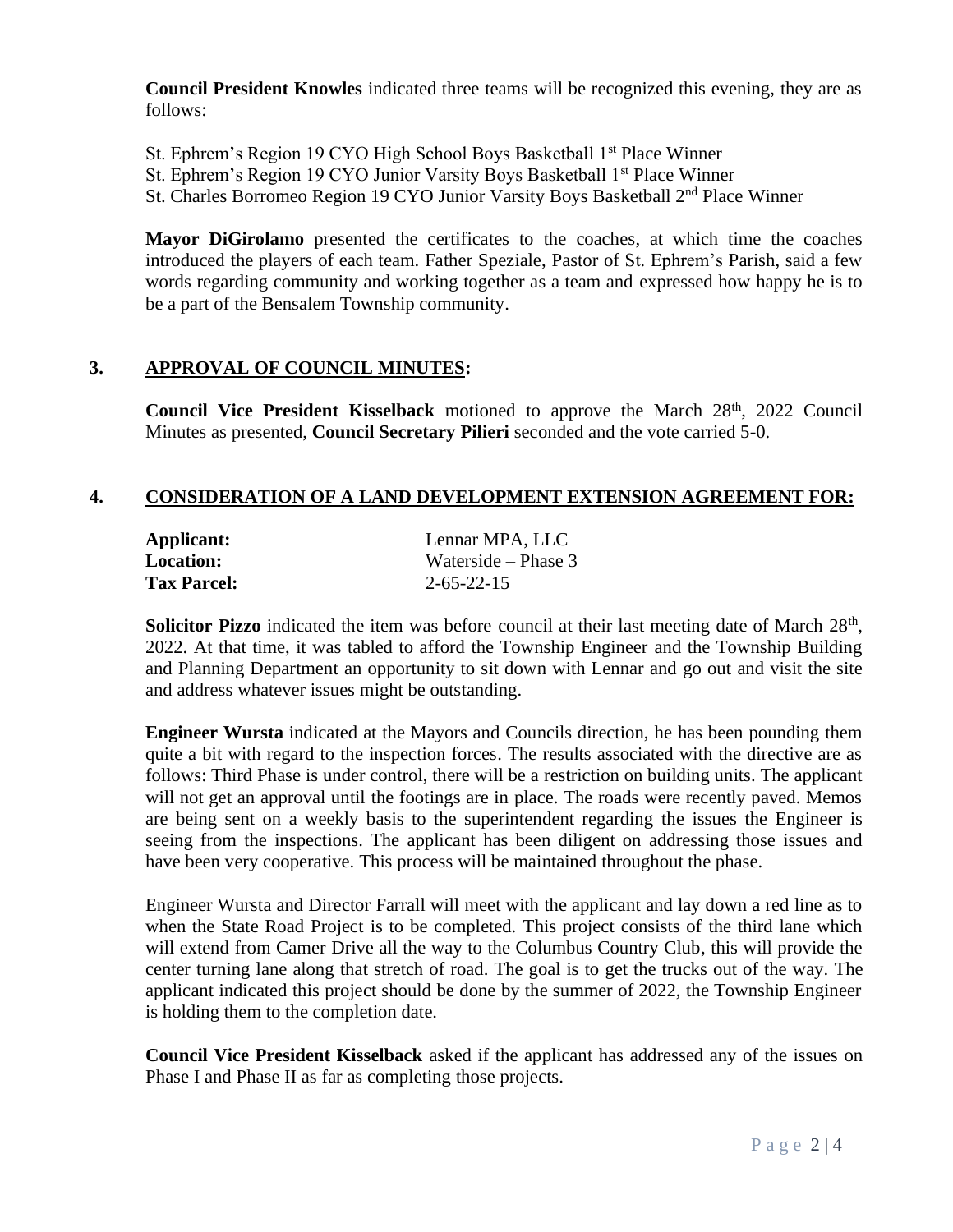**Council President Knowles** indicated three teams will be recognized this evening, they are as follows:

St. Ephrem's Region 19 CYO High School Boys Basketball 1st Place Winner
St. Ephrem's Region 19 CYO Junior Varsity Boys Basketball 1st Place Winner
St. Charles Borromeo Region 19 CYO Junior Varsity Boys Basketball 2nd Place Winner

**Mayor DiGirolamo** presented the certificates to the coaches, at which time the coaches introduced the players of each team. Father Speziale, Pastor of St. Ephrem's Parish, said a few words regarding community and working together as a team and expressed how happy he is to be a part of the Bensalem Township community.

## 3. APPROVAL OF COUNCIL MINUTES:

**Council Vice President Kisselback** motioned to approve the March 28th, 2022 Council Minutes as presented, **Council Secretary Pilieri** seconded and the vote carried 5-0.

## 4. CONSIDERATION OF A LAND DEVELOPMENT EXTENSION AGREEMENT FOR:

| | |
|---|---|
| **Applicant:** | Lennar MPA, LLC |
| **Location:** | Waterside – Phase 3 |
| **Tax Parcel:** | 2-65-22-15 |

**Solicitor Pizzo** indicated the item was before council at their last meeting date of March 28th, 2022. At that time, it was tabled to afford the Township Engineer and the Township Building and Planning Department an opportunity to sit down with Lennar and go out and visit the site and address whatever issues might be outstanding.

**Engineer Wursta** indicated at the Mayors and Councils direction, he has been pounding them quite a bit with regard to the inspection forces. The results associated with the directive are as follows: Third Phase is under control, there will be a restriction on building units. The applicant will not get an approval until the footings are in place. The roads were recently paved. Memos are being sent on a weekly basis to the superintendent regarding the issues the Engineer is seeing from the inspections. The applicant has been diligent on addressing those issues and have been very cooperative. This process will be maintained throughout the phase.

Engineer Wursta and Director Farrall will meet with the applicant and lay down a red line as to when the State Road Project is to be completed. This project consists of the third lane which will extend from Camer Drive all the way to the Columbus Country Club, this will provide the center turning lane along that stretch of road. The goal is to get the trucks out of the way. The applicant indicated this project should be done by the summer of 2022, the Township Engineer is holding them to the completion date.

**Council Vice President Kisselback** asked if the applicant has addressed any of the issues on Phase I and Phase II as far as completing those projects.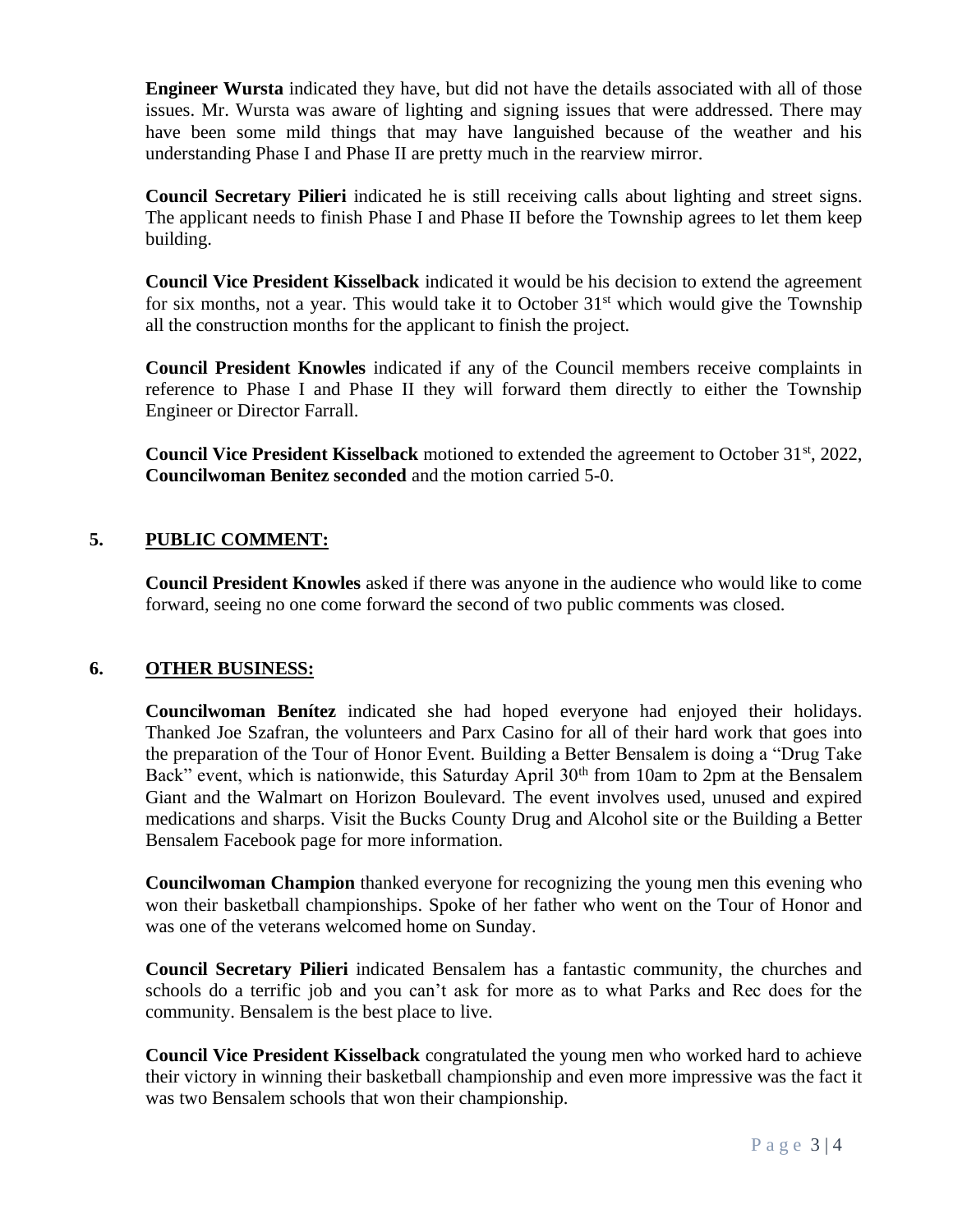**Engineer Wursta** indicated they have, but did not have the details associated with all of those issues. Mr. Wursta was aware of lighting and signing issues that were addressed. There may have been some mild things that may have languished because of the weather and his understanding Phase I and Phase II are pretty much in the rearview mirror.

**Council Secretary Pilieri** indicated he is still receiving calls about lighting and street signs. The applicant needs to finish Phase I and Phase II before the Township agrees to let them keep building.

**Council Vice President Kisselback** indicated it would be his decision to extend the agreement for six months, not a year. This would take it to October 31st which would give the Township all the construction months for the applicant to finish the project.

**Council President Knowles** indicated if any of the Council members receive complaints in reference to Phase I and Phase II they will forward them directly to either the Township Engineer or Director Farrall.

**Council Vice President Kisselback** motioned to extended the agreement to October 31st, 2022, **Councilwoman Benitez seconded** and the motion carried 5-0.

## 5. PUBLIC COMMENT:

**Council President Knowles** asked if there was anyone in the audience who would like to come forward, seeing no one come forward the second of two public comments was closed.

## 6. OTHER BUSINESS:

**Councilwoman Benítez** indicated she had hoped everyone had enjoyed their holidays. Thanked Joe Szafran, the volunteers and Parx Casino for all of their hard work that goes into the preparation of the Tour of Honor Event. Building a Better Bensalem is doing a "Drug Take Back" event, which is nationwide, this Saturday April 30th from 10am to 2pm at the Bensalem Giant and the Walmart on Horizon Boulevard. The event involves used, unused and expired medications and sharps. Visit the Bucks County Drug and Alcohol site or the Building a Better Bensalem Facebook page for more information.

**Councilwoman Champion** thanked everyone for recognizing the young men this evening who won their basketball championships. Spoke of her father who went on the Tour of Honor and was one of the veterans welcomed home on Sunday.

**Council Secretary Pilieri** indicated Bensalem has a fantastic community, the churches and schools do a terrific job and you can't ask for more as to what Parks and Rec does for the community. Bensalem is the best place to live.

**Council Vice President Kisselback** congratulated the young men who worked hard to achieve their victory in winning their basketball championship and even more impressive was the fact it was two Bensalem schools that won their championship.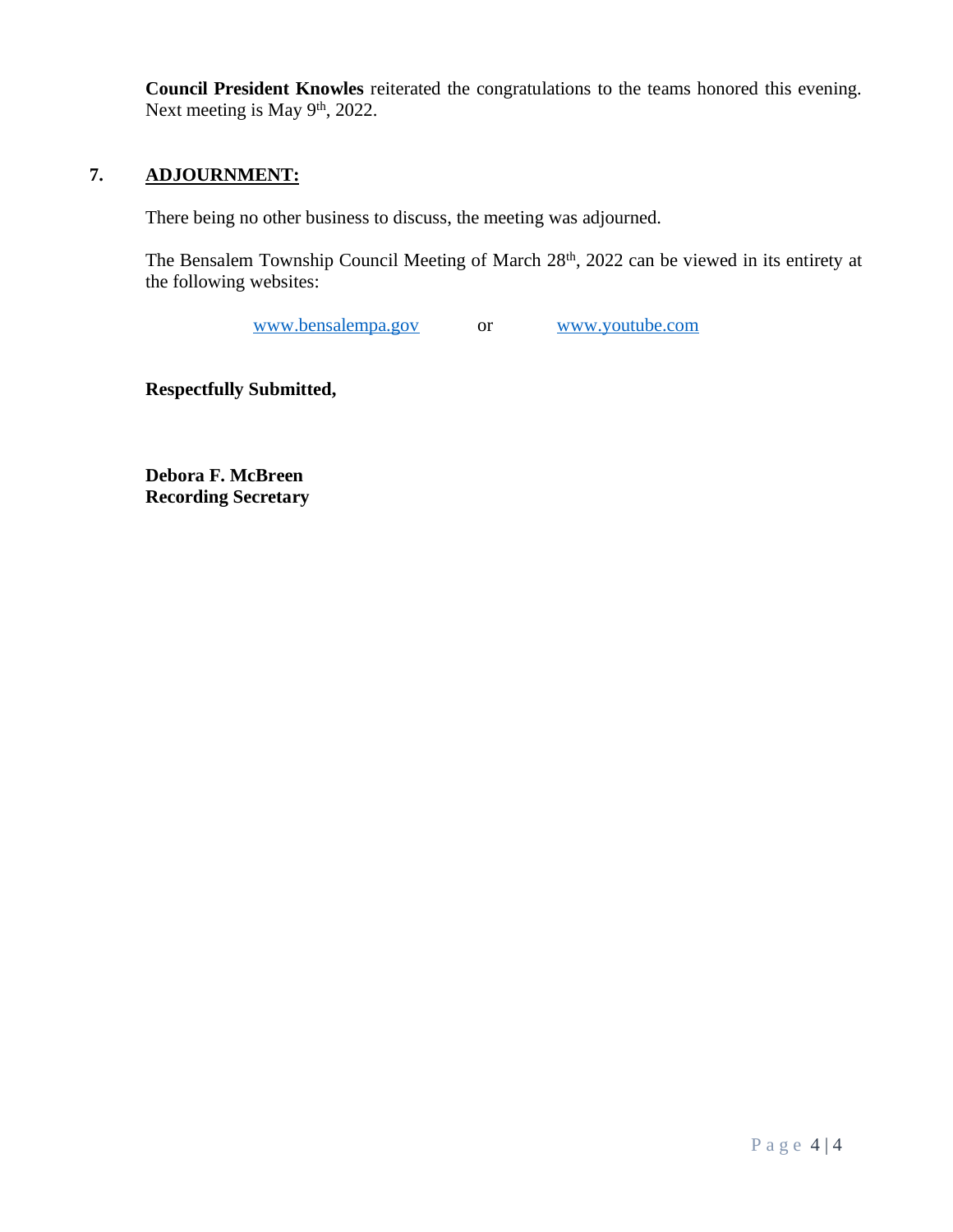**Council President Knowles** reiterated the congratulations to the teams honored this evening. Next meeting is May 9th, 2022.

## 7. ADJOURNMENT:

There being no other business to discuss, the meeting was adjourned.

The Bensalem Township Council Meeting of March 28th, 2022 can be viewed in its entirety at the following websites:

www.bensalempa.gov or www.youtube.com

**Respectfully Submitted,**

**Debora F. McBreen**
**Recording Secretary**